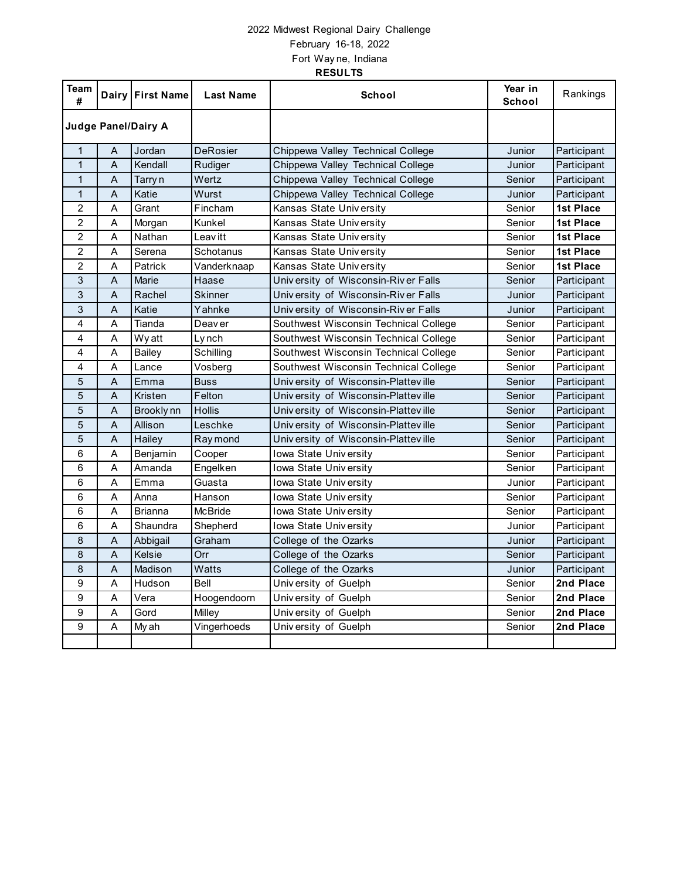2022 Midwest Regional Dairy Challenge
February 16-18, 2022
Fort Wayne, Indiana
**RESULTS**

| Team # | Dairy | First Name | Last Name | School | Year in School | Rankings |
|---|---|---|---|---|---|---|
| **Judge Panel/Dairy A** | | | | | | |
| 1 | A | Jordan | DeRosier | Chippewa Valley Technical College | Junior | Participant |
| 1 | A | Kendall | Rudiger | Chippewa Valley Technical College | Junior | Participant |
| 1 | A | Tarryn | Wertz | Chippewa Valley Technical College | Senior | Participant |
| 1 | A | Katie | Wurst | Chippewa Valley Technical College | Junior | Participant |
| 2 | A | Grant | Fincham | Kansas State University | Senior | **1st Place** |
| 2 | A | Morgan | Kunkel | Kansas State University | Senior | **1st Place** |
| 2 | A | Nathan | Leavitt | Kansas State University | Senior | **1st Place** |
| 2 | A | Serena | Schotanus | Kansas State University | Senior | **1st Place** |
| 2 | A | Patrick | Vanderknaap | Kansas State University | Senior | **1st Place** |
| 3 | A | Marie | Haase | University of Wisconsin-River Falls | Senior | Participant |
| 3 | A | Rachel | Skinner | University of Wisconsin-River Falls | Junior | Participant |
| 3 | A | Katie | Yahnke | University of Wisconsin-River Falls | Junior | Participant |
| 4 | A | Tianda | Deaver | Southwest Wisconsin Technical College | Senior | Participant |
| 4 | A | Wyatt | Lynch | Southwest Wisconsin Technical College | Senior | Participant |
| 4 | A | Bailey | Schilling | Southwest Wisconsin Technical College | Senior | Participant |
| 4 | A | Lance | Vosberg | Southwest Wisconsin Technical College | Senior | Participant |
| 5 | A | Emma | Buss | University of Wisconsin-Platteville | Senior | Participant |
| 5 | A | Kristen | Felton | University of Wisconsin-Platteville | Senior | Participant |
| 5 | A | Brooklynn | Hollis | University of Wisconsin-Platteville | Senior | Participant |
| 5 | A | Allison | Leschke | University of Wisconsin-Platteville | Senior | Participant |
| 5 | A | Hailey | Raymond | University of Wisconsin-Platteville | Senior | Participant |
| 6 | A | Benjamin | Cooper | Iowa State University | Senior | Participant |
| 6 | A | Amanda | Engelken | Iowa State University | Senior | Participant |
| 6 | A | Emma | Guasta | Iowa State University | Junior | Participant |
| 6 | A | Anna | Hanson | Iowa State University | Senior | Participant |
| 6 | A | Brianna | McBride | Iowa State University | Senior | Participant |
| 6 | A | Shaundra | Shepherd | Iowa State University | Junior | Participant |
| 8 | A | Abbigail | Graham | College of the Ozarks | Junior | Participant |
| 8 | A | Kelsie | Orr | College of the Ozarks | Senior | Participant |
| 8 | A | Madison | Watts | College of the Ozarks | Junior | Participant |
| 9 | A | Hudson | Bell | University of Guelph | Senior | **2nd Place** |
| 9 | A | Vera | Hoogendoorn | University of Guelph | Senior | **2nd Place** |
| 9 | A | Gord | Milley | University of Guelph | Senior | **2nd Place** |
| 9 | A | Myah | Vingerhoeds | University of Guelph | Senior | **2nd Place** |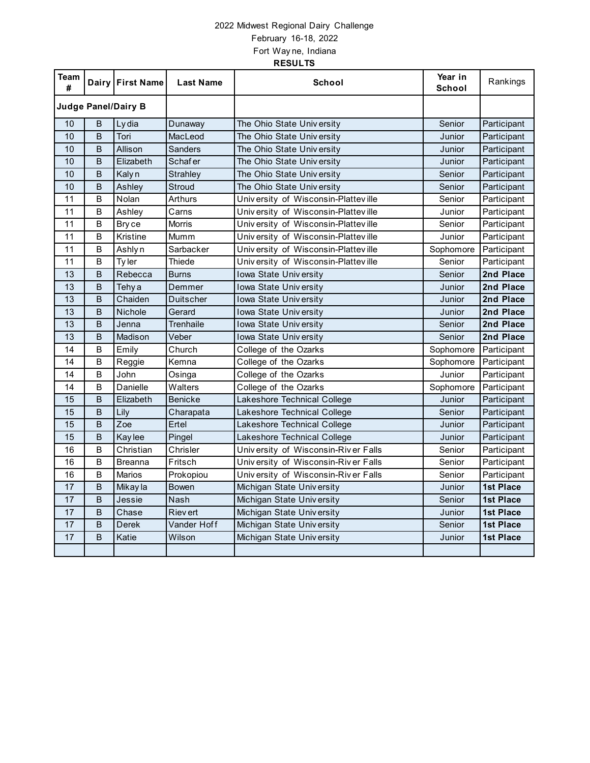2022 Midwest Regional Dairy Challenge

February 16-18, 2022

Fort Wayne, Indiana

**RESULTS**

| Team # | Dairy | First Name | Last Name | School | Year in School | Rankings |
|---|---|---|---|---|---|---|
| **Judge Panel/Dairy B** | | | | | | |
| 10 | B | Lydia | Dunaway | The Ohio State University | Senior | Participant |
| 10 | B | Tori | MacLeod | The Ohio State University | Junior | Participant |
| 10 | B | Allison | Sanders | The Ohio State University | Junior | Participant |
| 10 | B | Elizabeth | Schafer | The Ohio State University | Junior | Participant |
| 10 | B | Kalyn | Strahley | The Ohio State University | Senior | Participant |
| 10 | B | Ashley | Stroud | The Ohio State University | Senior | Participant |
| 11 | B | Nolan | Arthurs | University of Wisconsin-Platteville | Senior | Participant |
| 11 | B | Ashley | Carns | University of Wisconsin-Platteville | Junior | Participant |
| 11 | B | Bryce | Morris | University of Wisconsin-Platteville | Senior | Participant |
| 11 | B | Kristine | Mumm | University of Wisconsin-Platteville | Junior | Participant |
| 11 | B | Ashlyn | Sarbacker | University of Wisconsin-Platteville | Sophomore | Participant |
| 11 | B | Tyler | Thiede | University of Wisconsin-Platteville | Senior | Participant |
| 13 | B | Rebecca | Burns | Iowa State University | Senior | **2nd Place** |
| 13 | B | Tehya | Demmer | Iowa State University | Junior | **2nd Place** |
| 13 | B | Chaiden | Duitscher | Iowa State University | Junior | **2nd Place** |
| 13 | B | Nichole | Gerard | Iowa State University | Junior | **2nd Place** |
| 13 | B | Jenna | Trenhaile | Iowa State University | Senior | **2nd Place** |
| 13 | B | Madison | Veber | Iowa State University | Senior | **2nd Place** |
| 14 | B | Emily | Church | College of the Ozarks | Sophomore | Participant |
| 14 | B | Reggie | Kemna | College of the Ozarks | Sophomore | Participant |
| 14 | B | John | Osinga | College of the Ozarks | Junior | Participant |
| 14 | B | Danielle | Walters | College of the Ozarks | Sophomore | Participant |
| 15 | B | Elizabeth | Benicke | Lakeshore Technical College | Junior | Participant |
| 15 | B | Lily | Charapata | Lakeshore Technical College | Senior | Participant |
| 15 | B | Zoe | Ertel | Lakeshore Technical College | Junior | Participant |
| 15 | B | Kaylee | Pingel | Lakeshore Technical College | Junior | Participant |
| 16 | B | Christian | Chrisler | University of Wisconsin-River Falls | Senior | Participant |
| 16 | B | Breanna | Fritsch | University of Wisconsin-River Falls | Senior | Participant |
| 16 | B | Marios | Prokopiou | University of Wisconsin-River Falls | Senior | Participant |
| 17 | B | Mikayla | Bowen | Michigan State University | Junior | **1st Place** |
| 17 | B | Jessie | Nash | Michigan State University | Senior | **1st Place** |
| 17 | B | Chase | Rievert | Michigan State University | Junior | **1st Place** |
| 17 | B | Derek | Vander Hoff | Michigan State University | Senior | **1st Place** |
| 17 | B | Katie | Wilson | Michigan State University | Junior | **1st Place** |
| | | | | | | |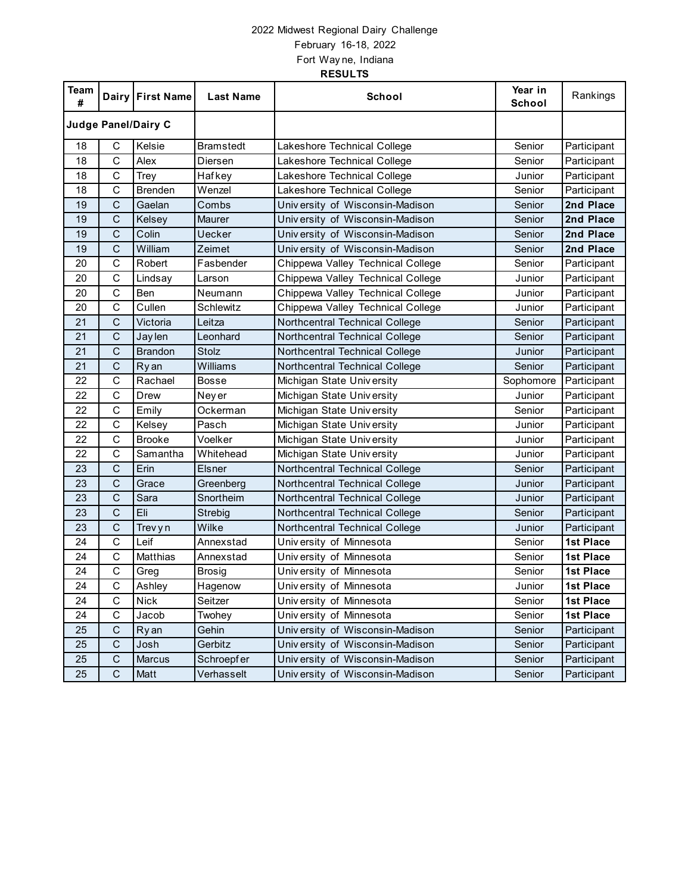2022 Midwest Regional Dairy Challenge

February 16-18, 2022

Fort Wayne, Indiana

**RESULTS**

| Team # | Dairy | First Name | Last Name | School | Year in School | Rankings |
|---|---|---|---|---|---|---|
| **Judge Panel/Dairy C** | | | | | | |
| 18 | C | Kelsie | Bramstedt | Lakeshore Technical College | Senior | Participant |
| 18 | C | Alex | Diersen | Lakeshore Technical College | Senior | Participant |
| 18 | C | Trey | Hafkey | Lakeshore Technical College | Junior | Participant |
| 18 | C | Brenden | Wenzel | Lakeshore Technical College | Senior | Participant |
| 19 | C | Gaelan | Combs | University of Wisconsin-Madison | Senior | **2nd Place** |
| 19 | C | Kelsey | Maurer | University of Wisconsin-Madison | Senior | **2nd Place** |
| 19 | C | Colin | Uecker | University of Wisconsin-Madison | Senior | **2nd Place** |
| 19 | C | William | Zeimet | University of Wisconsin-Madison | Senior | **2nd Place** |
| 20 | C | Robert | Fasbender | Chippewa Valley Technical College | Senior | Participant |
| 20 | C | Lindsay | Larson | Chippewa Valley Technical College | Junior | Participant |
| 20 | C | Ben | Neumann | Chippewa Valley Technical College | Junior | Participant |
| 20 | C | Cullen | Schlewitz | Chippewa Valley Technical College | Junior | Participant |
| 21 | C | Victoria | Leitza | Northcentral Technical College | Senior | Participant |
| 21 | C | Jaylen | Leonhard | Northcentral Technical College | Senior | Participant |
| 21 | C | Brandon | Stolz | Northcentral Technical College | Junior | Participant |
| 21 | C | Ryan | Williams | Northcentral Technical College | Senior | Participant |
| 22 | C | Rachael | Bosse | Michigan State University | Sophomore | Participant |
| 22 | C | Drew | Neyer | Michigan State University | Junior | Participant |
| 22 | C | Emily | Ockerman | Michigan State University | Senior | Participant |
| 22 | C | Kelsey | Pasch | Michigan State University | Junior | Participant |
| 22 | C | Brooke | Voelker | Michigan State University | Junior | Participant |
| 22 | C | Samantha | Whitehead | Michigan State University | Junior | Participant |
| 23 | C | Erin | Elsner | Northcentral Technical College | Senior | Participant |
| 23 | C | Grace | Greenberg | Northcentral Technical College | Junior | Participant |
| 23 | C | Sara | Snortheim | Northcentral Technical College | Junior | Participant |
| 23 | C | Eli | Strebig | Northcentral Technical College | Senior | Participant |
| 23 | C | Trevyn | Wilke | Northcentral Technical College | Junior | Participant |
| 24 | C | Leif | Annexstad | University of Minnesota | Senior | **1st Place** |
| 24 | C | Matthias | Annexstad | University of Minnesota | Senior | **1st Place** |
| 24 | C | Greg | Brosig | University of Minnesota | Senior | **1st Place** |
| 24 | C | Ashley | Hagenow | University of Minnesota | Junior | **1st Place** |
| 24 | C | Nick | Seitzer | University of Minnesota | Senior | **1st Place** |
| 24 | C | Jacob | Twohey | University of Minnesota | Senior | **1st Place** |
| 25 | C | Ryan | Gehin | University of Wisconsin-Madison | Senior | Participant |
| 25 | C | Josh | Gerbitz | University of Wisconsin-Madison | Senior | Participant |
| 25 | C | Marcus | Schroepfer | University of Wisconsin-Madison | Senior | Participant |
| 25 | C | Matt | Verhasselt | University of Wisconsin-Madison | Senior | Participant |